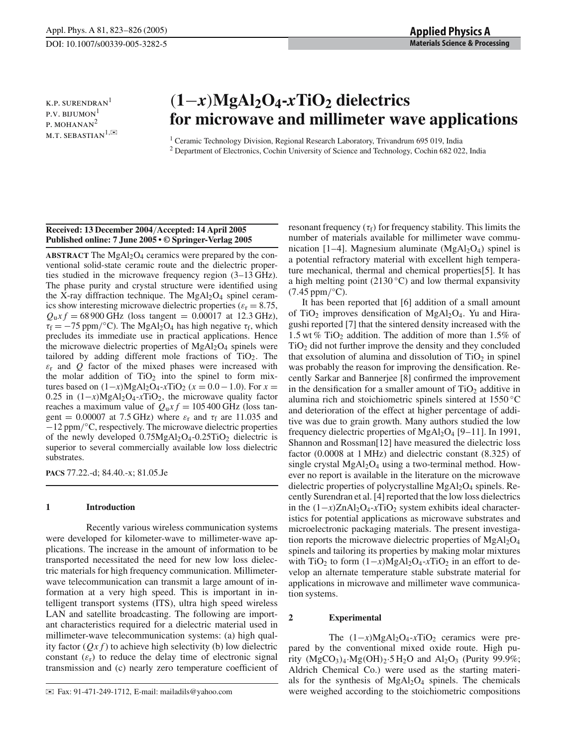# $(1-x)MgAl_2O_4$-$xTiO_2$ dielectrics for microwave and millimeter wave applications

K.P. SURENDRAN[1]
P.V. BIJUMON[1]
P. MOHANAN[2]
M.T. SEBASTIAN[1,✉]

[1] Ceramic Technology Division, Regional Research Laboratory, Trivandrum 695 019, India
[2] Department of Electronics, Cochin University of Science and Technology, Cochin 682 022, India

**Received: 13 December 2004/Accepted: 14 April 2005**
**Published online: 7 June 2005 • © Springer-Verlag 2005**

**ABSTRACT** The $MgAl_2O_4$ ceramics were prepared by the conventional solid-state ceramic route and the dielectric properties studied in the microwave frequency region (3–13 GHz). The phase purity and crystal structure were identified using the X-ray diffraction technique. The $MgAl_2O_4$ spinel ceramics show interesting microwave dielectric properties ($\varepsilon_r = 8.75$, $Q_u x f = 68\,900$ GHz (loss tangent = 0.00017 at 12.3 GHz), $\tau_f = -75$ ppm/°C). The $MgAl_2O_4$ has high negative $\tau_f$, which precludes its immediate use in practical applications. Hence the microwave dielectric properties of $MgAl_2O_4$ spinels were tailored by adding different mole fractions of $TiO_2$. The $\varepsilon_r$ and $Q$ factor of the mixed phases were increased with the molar addition of $TiO_2$ into the spinel to form mixtures based on $(1-x)MgAl_2O_4$-$xTiO_2$ ($x = 0.0-1.0$). For $x = 0.25$ in $(1-x)MgAl_2O_4$-$xTiO_2$, the microwave quality factor reaches a maximum value of $Q_u x f = 105\,400$ GHz (loss tangent = 0.00007 at 7.5 GHz) where $\varepsilon_r$ and $\tau_f$ are 11.035 and $-12$ ppm/°C, respectively. The microwave dielectric properties of the newly developed $0.75MgAl_2O_4$-$0.25TiO_2$ dielectric is superior to several commercially available low loss dielectric substrates.

**PACS** 77.22.-d; 84.40.-x; 81.05.Je

## 1 Introduction

Recently various wireless communication systems were developed for kilometer-wave to millimeter-wave applications. The increase in the amount of information to be transported necessitated the need for new low loss dielectric materials for high frequency communication. Millimeter-wave telecommunication can transmit a large amount of information at a very high speed. This is important in intelligent transport systems (ITS), ultra high speed wireless LAN and satellite broadcasting. The following are important characteristics required for a dielectric material used in millimeter-wave telecommunication systems: (a) high quality factor ($Q x f$) to achieve high selectivity (b) low dielectric constant ($\varepsilon_r$) to reduce the delay time of electronic signal transmission and (c) nearly zero temperature coefficient of resonant frequency ($\tau_f$) for frequency stability. This limits the number of materials available for millimeter wave communication [1–4]. Magnesium aluminate ($MgAl_2O_4$) spinel is a potential refractory material with excellent high temperature mechanical, thermal and chemical properties[5]. It has a high melting point (2130 °C) and low thermal expansivity (7.45 ppm/°C).

It has been reported that [6] addition of a small amount of $TiO_2$ improves densification of $MgAl_2O_4$. Yu and Hiragushi reported [7] that the sintered density increased with the 1.5 wt % $TiO_2$ addition. The addition of more than 1.5% of $TiO_2$ did not further improve the density and they concluded that exsolution of alumina and dissolution of $TiO_2$ in spinel was probably the reason for improving the densification. Recently Sarkar and Bannerjee [8] confirmed the improvement in the densification for a smaller amount of $TiO_2$ additive in alumina rich and stoichiometric spinels sintered at 1550 °C and deterioration of the effect at higher percentage of additive was due to grain growth. Many authors studied the low frequency dielectric properties of $MgAl_2O_4$ [9–11]. In 1991, Shannon and Rossman[12] have measured the dielectric loss factor (0.0008 at 1 MHz) and dielectric constant (8.325) of single crystal $MgAl_2O_4$ using a two-terminal method. However no report is available in the literature on the microwave dielectric properties of polycrystalline $MgAl_2O_4$ spinels. Recently Surendran et al. [4] reported that the low loss dielectrics in the $(1-x)ZnAl_2O_4$-$xTiO_2$ system exhibits ideal characteristics for potential applications as microwave substrates and microelectronic packaging materials. The present investigation reports the microwave dielectric properties of $MgAl_2O_4$ spinels and tailoring its properties by making molar mixtures with $TiO_2$ to form $(1-x)MgAl_2O_4$-$xTiO_2$ in an effort to develop an alternate temperature stable substrate material for applications in microwave and millimeter wave communication systems.

## 2 Experimental

The $(1-x)MgAl_2O_4$-$xTiO_2$ ceramics were prepared by the conventional mixed oxide route. High purity $(MgCO_3)_4 \cdot Mg(OH)_2 \cdot 5H_2O$ and $Al_2O_3$ (Purity 99.9%; Aldrich Chemical Co.) were used as the starting materials for the synthesis of $MgAl_2O_4$ spinels. The chemicals were weighed according to the stoichiometric compositions

✉ Fax: 91-471-249-1712, E-mail: mailadils@yahoo.com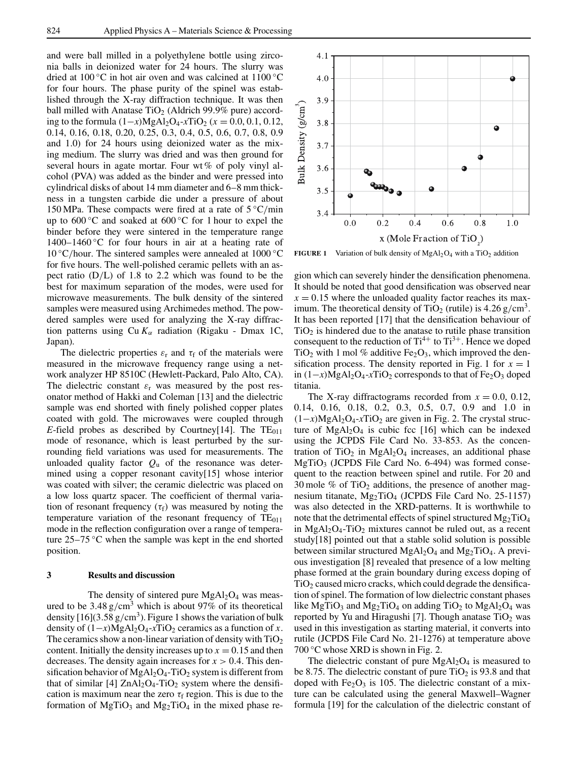and were ball milled in a polyethylene bottle using zirconia balls in deionized water for 24 hours. The slurry was dried at 100 °C in hot air oven and was calcined at 1100 °C for four hours. The phase purity of the spinel was established through the X-ray diffraction technique. It was then ball milled with Anatase $TiO_2$ (Aldrich 99.9% pure) according to the formula $(1-x)MgAl_2O_4$-$xTiO_2$ ($x = 0.0$, 0.1, 0.12, 0.14, 0.16, 0.18, 0.20, 0.25, 0.3, 0.4, 0.5, 0.6, 0.7, 0.8, 0.9 and 1.0) for 24 hours using deionized water as the mixing medium. The slurry was dried and was then ground for several hours in agate mortar. Four wt % of poly vinyl alcohol (PVA) was added as the binder and were pressed into cylindrical disks of about 14 mm diameter and 6–8 mm thickness in a tungsten carbide die under a pressure of about 150 MPa. These compacts were fired at a rate of 5 °C/min up to 600 °C and soaked at 600 °C for 1 hour to expel the binder before they were sintered in the temperature range 1400–1460 °C for four hours in air at a heating rate of 10 °C/hour. The sintered samples were annealed at 1000 °C for five hours. The well-polished ceramic pellets with an aspect ratio (D/L) of 1.8 to 2.2 which was found to be the best for maximum separation of the modes, were used for microwave measurements. The bulk density of the sintered samples were measured using Archimedes method. The powdered samples were used for analyzing the X-ray diffraction patterns using Cu $K_\alpha$ radiation (Rigaku - Dmax 1C, Japan).

The dielectric properties $\varepsilon_r$ and $\tau_f$ of the materials were measured in the microwave frequency range using a network analyzer HP 8510C (Hewlett-Packard, Palo Alto, CA). The dielectric constant $\varepsilon_r$ was measured by the post resonator method of Hakki and Coleman [13] and the dielectric sample was end shorted with finely polished copper plates coated with gold. The microwaves were coupled through $E$-field probes as described by Courtney[14]. The $TE_{011}$ mode of resonance, which is least perturbed by the surrounding field variations was used for measurements. The unloaded quality factor $Q_u$ of the resonance was determined using a copper resonant cavity[15] whose interior was coated with silver; the ceramic dielectric was placed on a low loss quartz spacer. The coefficient of thermal variation of resonant frequency ($\tau_f$) was measured by noting the temperature variation of the resonant frequency of $TE_{011}$ mode in the reflection configuration over a range of temperature 25–75 °C when the sample was kept in the end shorted position.

## 3 Results and discussion

The density of sintered pure $MgAl_2O_4$ was measured to be 3.48 g/cm$^3$ which is about 97% of its theoretical density [16](3.58 g/cm$^3$). Figure 1 shows the variation of bulk density of $(1-x)MgAl_2O_4$-$xTiO_2$ ceramics as a function of $x$. The ceramics show a non-linear variation of density with $TiO_2$ content. Initially the density increases up to $x = 0.15$ and then decreases. The density again increases for $x > 0.4$. This densification behavior of $MgAl_2O_4$-$TiO_2$ system is different from that of similar [4] $ZnAl_2O_4$-$TiO_2$ system where the densification is maximum near the zero $\tau_f$ region. This is due to the formation of $MgTiO_3$ and $Mg_2TiO_4$ in the mixed phase region which can severely hinder the densification phenomena. It should be noted that good densification was observed near $x = 0.15$ where the unloaded quality factor reaches its maximum. The theoretical density of $TiO_2$ (rutile) is 4.26 g/cm$^3$. It has been reported [17] that the densification behaviour of $TiO_2$ is hindered due to the anatase to rutile phase transition consequent to the reduction of $Ti^{4+}$ to $Ti^{3+}$. Hence we doped $TiO_2$ with 1 mol % additive $Fe_2O_3$, which improved the densification process. The density reported in Fig. 1 for $x = 1$ in $(1-x)MgAl_2O_4$-$xTiO_2$ corresponds to that of $Fe_2O_3$ doped titania.

**FIGURE 1** Variation of bulk density of $MgAl_2O_4$ with a $TiO_2$ addition

The X-ray diffractograms recorded from $x = 0.0$, 0.12, 0.14, 0.16, 0.18, 0.2, 0.3, 0.5, 0.7, 0.9 and 1.0 in $(1-x)MgAl_2O_4$-$xTiO_2$ are given in Fig. 2. The crystal structure of $MgAl_2O_4$ is cubic fcc [16] which can be indexed using the JCPDS File Card No. 33-853. As the concentration of $TiO_2$ in $MgAl_2O_4$ increases, an additional phase $MgTiO_3$ (JCPDS File Card No. 6-494) was formed consequent to the reaction between spinel and rutile. For 20 and 30 mole % of $TiO_2$ additions, the presence of another magnesium titanate, $Mg_2TiO_4$ (JCPDS File Card No. 25-1157) was also detected in the XRD-patterns. It is worthwhile to note that the detrimental effects of spinel structured $Mg_2TiO_4$ in $MgAl_2O_4$-$TiO_2$ mixtures cannot be ruled out, as a recent study[18] pointed out that a stable solid solution is possible between similar structured $MgAl_2O_4$ and $Mg_2TiO_4$. A previous investigation [8] revealed that presence of a low melting phase formed at the grain boundary during excess doping of $TiO_2$ caused micro cracks, which could degrade the densification of spinel. The formation of low dielectric constant phases like $MgTiO_3$ and $Mg_2TiO_4$ on adding $TiO_2$ to $MgAl_2O_4$ was reported by Yu and Hiragushi [7]. Though anatase $TiO_2$ was used in this investigation as starting material, it converts into rutile (JCPDS File Card No. 21-1276) at temperature above 700 °C whose XRD is shown in Fig. 2.

The dielectric constant of pure $MgAl_2O_4$ is measured to be 8.75. The dielectric constant of pure $TiO_2$ is 93.8 and that doped with $Fe_2O_3$ is 105. The dielectric constant of a mixture can be calculated using the general Maxwell–Wagner formula [19] for the calculation of the dielectric constant of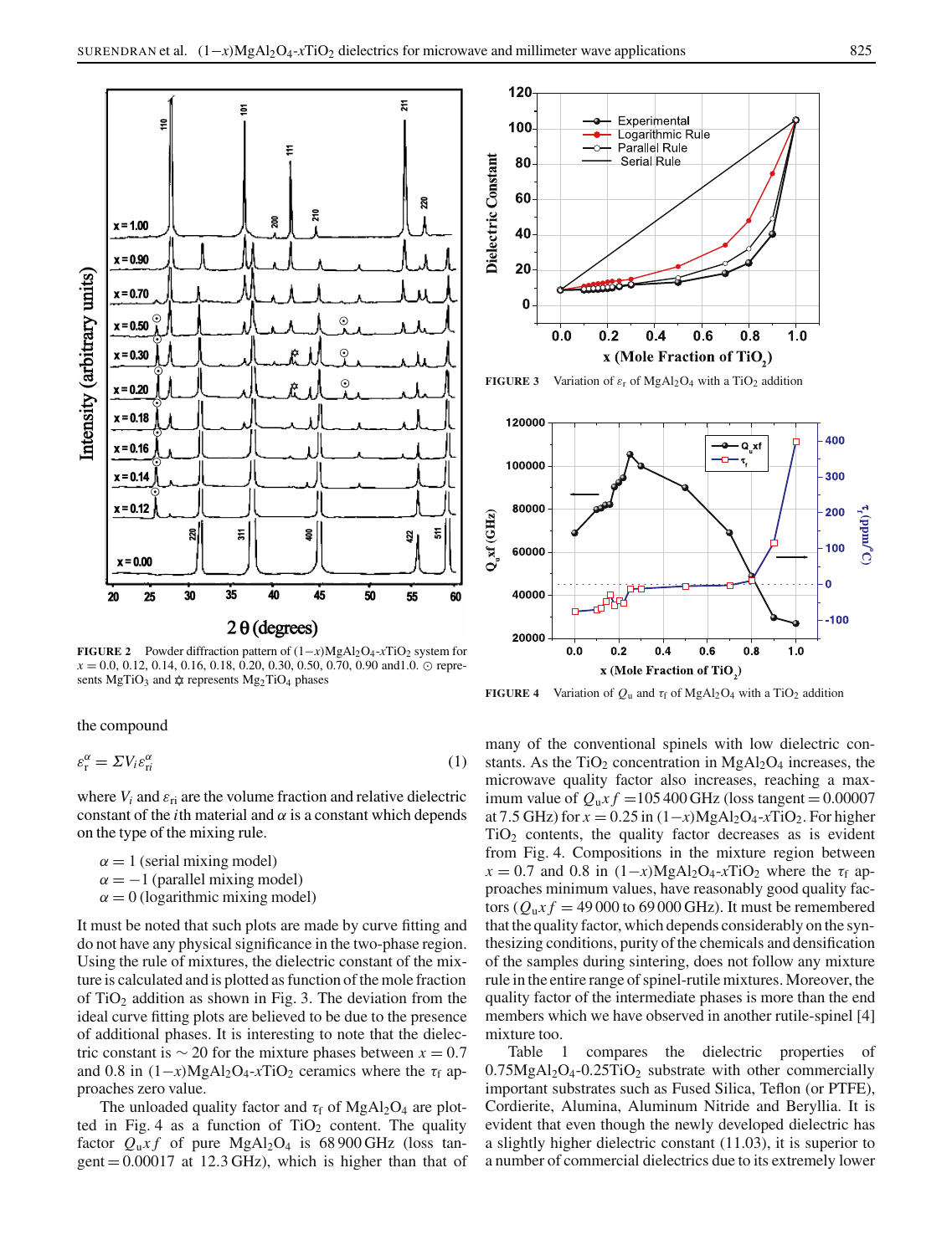FIGURE 2 Powder diffraction pattern of $(1-x)MgAl_2O_4$-$xTiO_2$ system for $x = 0.0$, 0.12, 0.14, 0.16, 0.18, 0.20, 0.30, 0.50, 0.70, 0.90 and1.0. ⊙ represents $MgTiO_3$ and ✡ represents $Mg_2TiO_4$ phases

FIGURE 3 Variation of $\varepsilon_r$ of $MgAl_2O_4$ with a $TiO_2$ addition

FIGURE 4 Variation of $Q_u$ and $\tau_f$ of $MgAl_2O_4$ with a $TiO_2$ addition

the compound

$$\varepsilon_r^\alpha = \Sigma V_i \varepsilon_{ri}^\alpha \tag{1}$$

where $V_i$ and $\varepsilon_{ri}$ are the volume fraction and relative dielectric constant of the $i$th material and $\alpha$ is a constant which depends on the type of the mixing rule.

$\alpha = 1$ (serial mixing model)
$\alpha = -1$ (parallel mixing model)
$\alpha = 0$ (logarithmic mixing model)

It must be noted that such plots are made by curve fitting and do not have any physical significance in the two-phase region. Using the rule of mixtures, the dielectric constant of the mixture is calculated and is plotted as function of the mole fraction of $TiO_2$ addition as shown in Fig. 3. The deviation from the ideal curve fitting plots are believed to be due to the presence of additional phases. It is interesting to note that the dielectric constant is $\sim 20$ for the mixture phases between $x = 0.7$ and 0.8 in $(1-x)MgAl_2O_4$-$xTiO_2$ ceramics where the $\tau_f$ approaches zero value.

The unloaded quality factor and $\tau_f$ of $MgAl_2O_4$ are plotted in Fig. 4 as a function of $TiO_2$ content. The quality factor $Q_u x f$ of pure $MgAl_2O_4$ is 68 900 GHz (loss tangent = 0.00017 at 12.3 GHz), which is higher than that of many of the conventional spinels with low dielectric constants. As the $TiO_2$ concentration in $MgAl_2O_4$ increases, the microwave quality factor also increases, reaching a maximum value of $Q_u x f = 105\,400$ GHz (loss tangent = 0.00007 at 7.5 GHz) for $x = 0.25$ in $(1-x)MgAl_2O_4$-$xTiO_2$. For higher $TiO_2$ contents, the quality factor decreases as is evident from Fig. 4. Compositions in the mixture region between $x = 0.7$ and 0.8 in $(1-x)MgAl_2O_4$-$xTiO_2$ where the $\tau_f$ approaches minimum values, have reasonably good quality factors ($Q_u x f = 49\,000$ to 69 000 GHz). It must be remembered that the quality factor, which depends considerably on the synthesizing conditions, purity of the chemicals and densification of the samples during sintering, does not follow any mixture rule in the entire range of spinel-rutile mixtures. Moreover, the quality factor of the intermediate phases is more than the end members which we have observed in another rutile-spinel [4] mixture too.

Table 1 compares the dielectric properties of $0.75MgAl_2O_4$-$0.25TiO_2$ substrate with other commercially important substrates such as Fused Silica, Teflon (or PTFE), Cordierite, Alumina, Aluminum Nitride and Beryllia. It is evident that even though the newly developed dielectric has a slightly higher dielectric constant (11.03), it is superior to a number of commercial dielectrics due to its extremely lower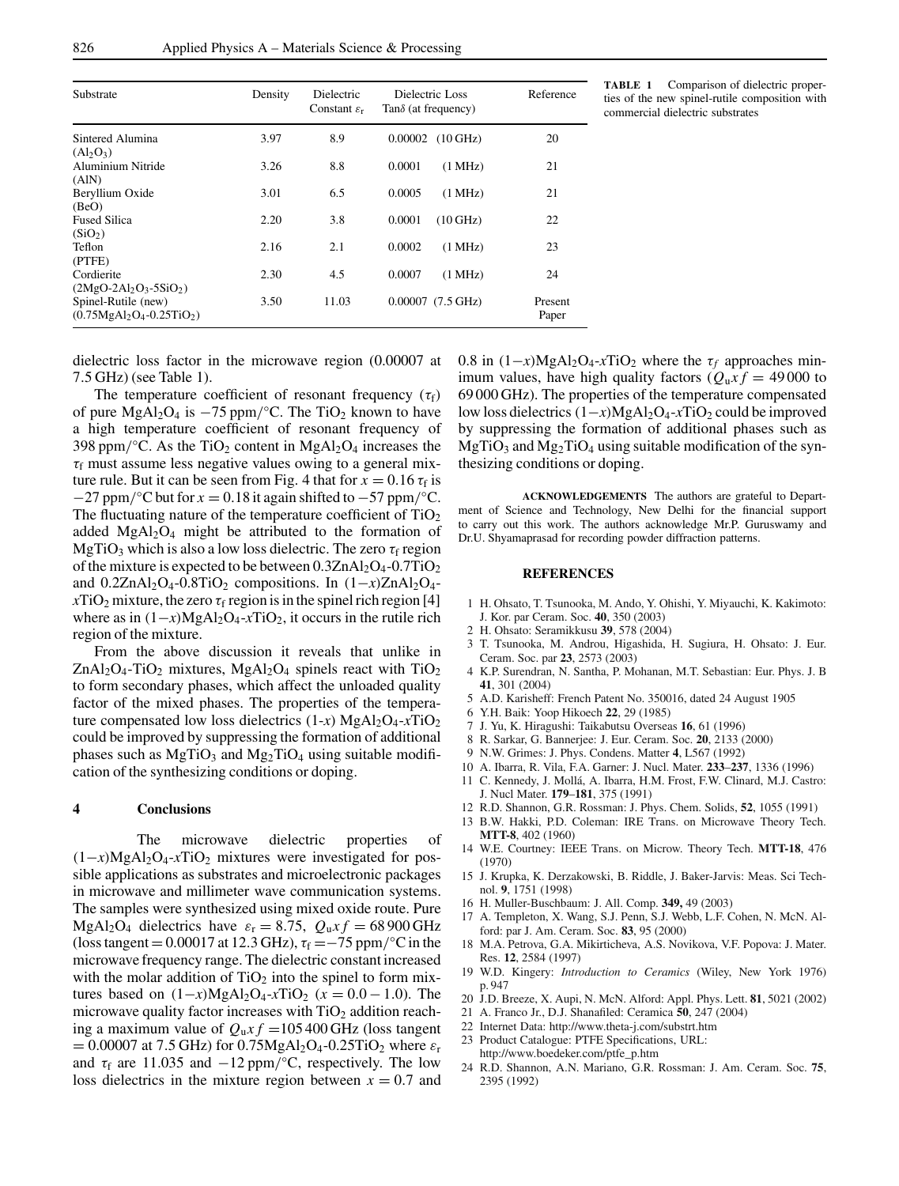**TABLE 1** Comparison of dielectric properties of the new spinel-rutile composition with commercial dielectric substrates

| Substrate | Density | Dielectric Constant $\varepsilon_r$ | Dielectric Loss Tan$\delta$ (at frequency) | Reference |
|---|---|---|---|---|
| Sintered Alumina ($Al_2O_3$) | 3.97 | 8.9 | 0.00002 (10 GHz) | 20 |
| Aluminium Nitride (AlN) | 3.26 | 8.8 | 0.0001 (1 MHz) | 21 |
| Beryllium Oxide (BeO) | 3.01 | 6.5 | 0.0005 (1 MHz) | 21 |
| Fused Silica ($SiO_2$) | 2.20 | 3.8 | 0.0001 (10 GHz) | 22 |
| Teflon (PTFE) | 2.16 | 2.1 | 0.0002 (1 MHz) | 23 |
| Cordierite ($2MgO$-$2Al_2O_3$-$5SiO_2$) | 2.30 | 4.5 | 0.0007 (1 MHz) | 24 |
| Spinel-Rutile (new) ($0.75MgAl_2O_4$-$0.25TiO_2$) | 3.50 | 11.03 | 0.00007 (7.5 GHz) | Present Paper |

dielectric loss factor in the microwave region (0.00007 at 7.5 GHz) (see Table 1).

The temperature coefficient of resonant frequency ($\tau_f$) of pure $MgAl_2O_4$ is $-75$ ppm/°C. The $TiO_2$ known to have a high temperature coefficient of resonant frequency of 398 ppm/°C. As the $TiO_2$ content in $MgAl_2O_4$ increases the $\tau_f$ must assume less negative values owing to a general mixture rule. But it can be seen from Fig. 4 that for $x = 0.16$ $\tau_f$ is $-27$ ppm/°C but for $x = 0.18$ it again shifted to $-57$ ppm/°C. The fluctuating nature of the temperature coefficient of $TiO_2$ added $MgAl_2O_4$ might be attributed to the formation of $MgTiO_3$ which is also a low loss dielectric. The zero $\tau_f$ region of the mixture is expected to be between $0.3ZnAl_2O_4$-$0.7TiO_2$ and $0.2ZnAl_2O_4$-$0.8TiO_2$ compositions. In $(1-x)ZnAl_2O_4$-$xTiO_2$ mixture, the zero $\tau_f$ region is in the spinel rich region [4] where as in $(1-x)MgAl_2O_4$-$xTiO_2$, it occurs in the rutile rich region of the mixture.

From the above discussion it reveals that unlike in $ZnAl_2O_4$-$TiO_2$ mixtures, $MgAl_2O_4$ spinels react with $TiO_2$ to form secondary phases, which affect the unloaded quality factor of the mixed phases. The properties of the temperature compensated low loss dielectrics $(1-x)$ $MgAl_2O_4$-$xTiO_2$ could be improved by suppressing the formation of additional phases such as $MgTiO_3$ and $Mg_2TiO_4$ using suitable modification of the synthesizing conditions or doping.

## 4 Conclusions

The microwave dielectric properties of $(1-x)MgAl_2O_4$-$xTiO_2$ mixtures were investigated for possible applications as substrates and microelectronic packages in microwave and millimeter wave communication systems. The samples were synthesized using mixed oxide route. Pure $MgAl_2O_4$ dielectrics have $\varepsilon_r = 8.75$, $Q_u x f = 68\,900$ GHz (loss tangent = 0.00017 at 12.3 GHz), $\tau_f = -75$ ppm/°C in the microwave frequency range. The dielectric constant increased with the molar addition of $TiO_2$ into the spinel to form mixtures based on $(1-x)MgAl_2O_4$-$xTiO_2$ ($x = 0.0-1.0$). The microwave quality factor increases with $TiO_2$ addition reaching a maximum value of $Q_u x f = 105\,400$ GHz (loss tangent = 0.00007 at 7.5 GHz) for $0.75MgAl_2O_4$-$0.25TiO_2$ where $\varepsilon_r$ and $\tau_f$ are 11.035 and $-12$ ppm/°C, respectively. The low loss dielectrics in the mixture region between $x = 0.7$ and 0.8 in $(1-x)MgAl_2O_4$-$xTiO_2$ where the $\tau_f$ approaches minimum values, have high quality factors ($Q_u x f = 49\,000$ to $69\,000$ GHz). The properties of the temperature compensated low loss dielectrics $(1-x)MgAl_2O_4$-$xTiO_2$ could be improved by suppressing the formation of additional phases such as $MgTiO_3$ and $Mg_2TiO_4$ using suitable modification of the synthesizing conditions or doping.

**ACKNOWLEDGEMENTS** The authors are grateful to Department of Science and Technology, New Delhi for the financial support to carry out this work. The authors acknowledge Mr.P. Guruswamy and Dr.U. Shyamaprasad for recording powder diffraction patterns.

## REFERENCES

1. H. Ohsato, T. Tsunooka, M. Ando, Y. Ohishi, Y. Miyauchi, K. Kakimoto: J. Kor. par Ceram. Soc. **40**, 350 (2003)
2. H. Ohsato: Seramikkusu **39**, 578 (2004)
3. T. Tsunooka, M. Androu, Higashida, H. Sugiura, H. Ohsato: J. Eur. Ceram. Soc. par **23**, 2573 (2003)
4. K.P. Surendran, N. Santha, P. Mohanan, M.T. Sebastian: Eur. Phys. J. B **41**, 301 (2004)
5. A.D. Karisheff: French Patent No. 350016, dated 24 August 1905
6. Y.H. Baik: Yoop Hikoech **22**, 29 (1985)
7. J. Yu, K. Hiragushi: Taikabutsu Overseas **16**, 61 (1996)
8. R. Sarkar, G. Bannerjee: J. Eur. Ceram. Soc. **20**, 2133 (2000)
9. N.W. Grimes: J. Phys. Condens. Matter **4**, L567 (1992)
10. A. Ibarra, R. Vila, F.A. Garner: J. Nucl. Mater. **233–237**, 1336 (1996)
11. C. Kennedy, J. Mollá, A. Ibarra, H.M. Frost, F.W. Clinard, M.J. Castro: J. Nucl Mater. **179–181**, 375 (1991)
12. R.D. Shannon, G.R. Rossman: J. Phys. Chem. Solids, **52**, 1055 (1991)
13. B.W. Hakki, P.D. Coleman: IRE Trans. on Microwave Theory Tech. **MTT-8**, 402 (1960)
14. W.E. Courtney: IEEE Trans. on Microw. Theory Tech. **MTT-18**, 476 (1970)
15. J. Krupka, K. Derzakowski, B. Riddle, J. Baker-Jarvis: Meas. Sci Technol. **9**, 1751 (1998)
16. H. Muller-Buschbaum: J. All. Comp. **349,** 49 (2003)
17. A. Templeton, X. Wang, S.J. Penn, S.J. Webb, L.F. Cohen, N. McN. Alford: par J. Am. Ceram. Soc. **83**, 95 (2000)
18. M.A. Petrova, G.A. Mikirticheva, A.S. Novikova, V.F. Popova: J. Mater. Res. **12**, 2584 (1997)
19. W.D. Kingery: *Introduction to Ceramics* (Wiley, New York 1976) p. 947
20. J.D. Breeze, X. Aupi, N. McN. Alford: Appl. Phys. Lett. **81**, 5021 (2002)
21. A. Franco Jr., D.J. Shanafiled: Ceramica **50**, 247 (2004)
22. Internet Data: http://www.theta-j.com/substrt.htm
23. Product Catalogue: PTFE Specifications, URL: http://www.boedeker.com/ptfe_p.htm
24. R.D. Shannon, A.N. Mariano, G.R. Rossman: J. Am. Ceram. Soc. **75**, 2395 (1992)